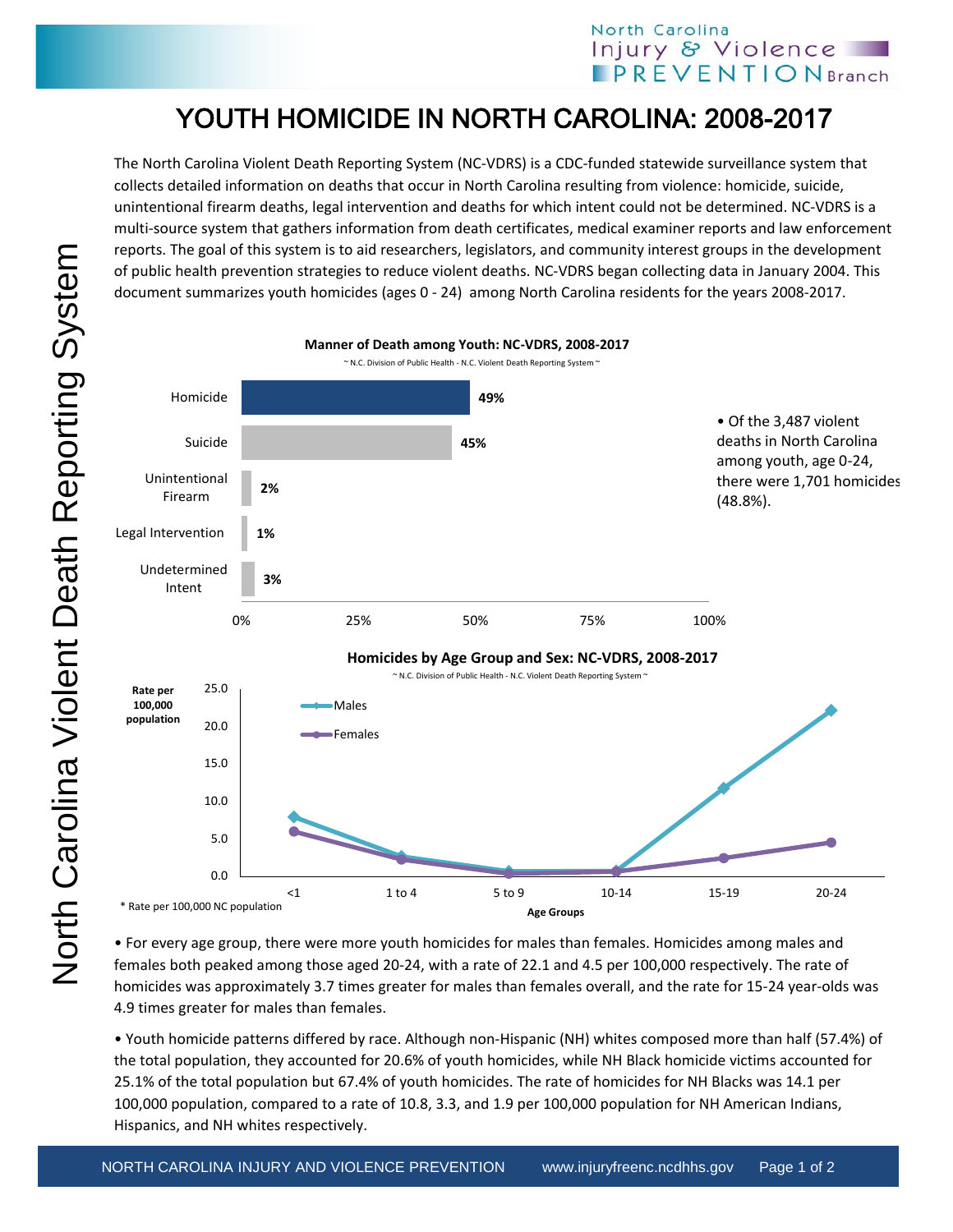# YOUTH HOMICIDE IN NORTH CAROLINA: 2008-2017

The North Carolina Violent Death Reporting System (NC-VDRS) is a CDC-funded statewide surveillance system that collects detailed information on deaths that occur in North Carolina resulting from violence: homicide, suicide, unintentional firearm deaths, legal intervention and deaths for which intent could not be determined. NC-VDRS is a multi-source system that gathers information from death certificates, medical examiner reports and law enforcement reports. The goal of this system is to aid researchers, legislators, and community interest groups in the development of public health prevention strategies to reduce violent deaths. NC-VDRS began collecting data in January 2004. This document summarizes youth homicides (ages 0 - 24) among North Carolina residents for the years 2008-2017.

**Manner of Death among Youth: NC-VDRS, 2008-2017**

~ N.C. Division of Public Health - N.C. Violent Death Reporting System ~

| Manner of Death | Percent |
|---|---|
| Homicide | 49% |
| Suicide | 45% |
| Unintentional Firearm | 2% |
| Legal Intervention | 1% |
| Undetermined Intent | 3% |

- Of the 3,487 violent deaths in North Carolina among youth, age 0-24, there were 1,701 homicides (48.8%).

**Homicides by Age Group and Sex: NC-VDRS, 2008-2017**

~ N.C. Division of Public Health - N.C. Violent Death Reporting System ~

Rate per 100,000 population; Age Groups: <1, 1 to 4, 5 to 9, 10-14, 15-19, 20-24; Series: Males, Females

\* Rate per 100,000 NC population

- For every age group, there were more youth homicides for males than females. Homicides among males and females both peaked among those aged 20-24, with a rate of 22.1 and 4.5 per 100,000 respectively. The rate of homicides was approximately 3.7 times greater for males than females overall, and the rate for 15-24 year-olds was 4.9 times greater for males than females.

- Youth homicide patterns differed by race. Although non-Hispanic (NH) whites composed more than half (57.4%) of the total population, they accounted for 20.6% of youth homicides, while NH Black homicide victims accounted for 25.1% of the total population but 67.4% of youth homicides. The rate of homicides for NH Blacks was 14.1 per 100,000 population, compared to a rate of 10.8, 3.3, and 1.9 per 100,000 population for NH American Indians, Hispanics, and NH whites respectively.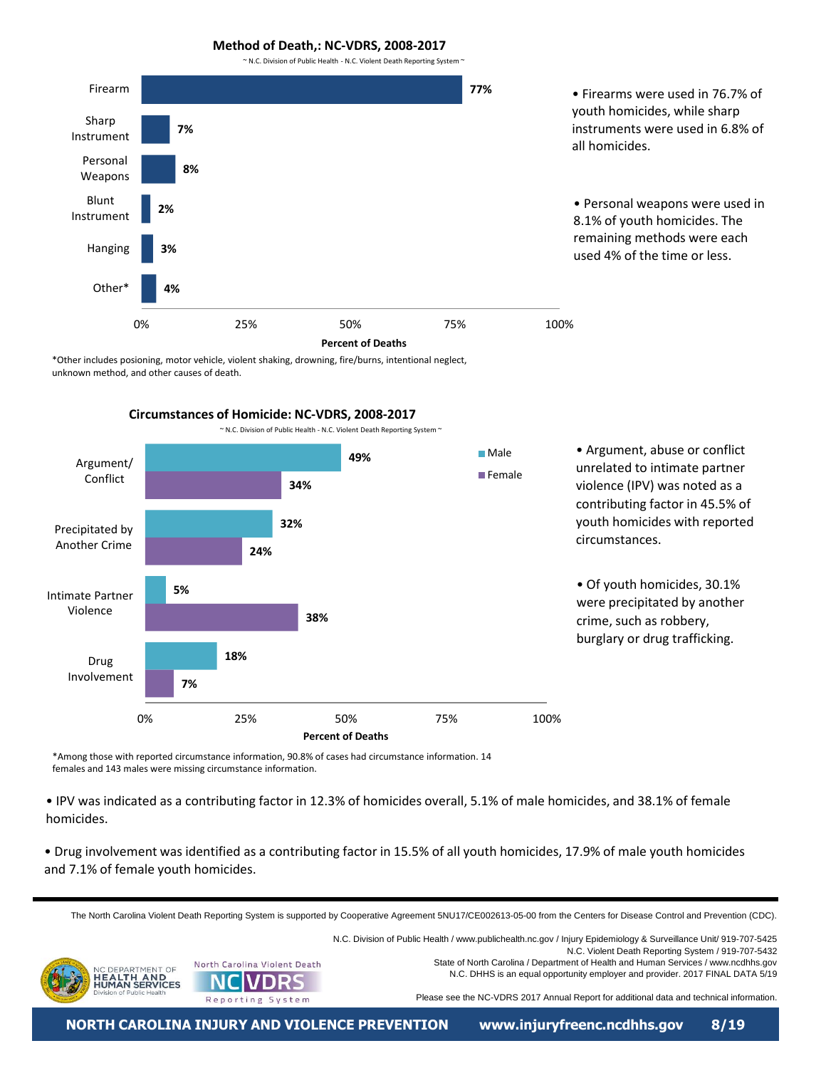### Method of Death,: NC-VDRS, 2008-2017

~ N.C. Division of Public Health - N.C. Violent Death Reporting System ~

Firearm 77%
Sharp Instrument 7%
Personal Weapons 8%
Blunt Instrument 2%
Hanging 3%
Other* 4%

0% 25% 50% 75% 100%

Percent of Deaths

*Other includes posioning, motor vehicle, violent shaking, drowning, fire/burns, intentional neglect, unknown method, and other causes of death.

- Firearms were used in 76.7% of youth homicides, while sharp instruments were used in 6.8% of all homicides.
- Personal weapons were used in 8.1% of youth homicides. The remaining methods were each used 4% of the time or less.

### Circumstances of Homicide: NC-VDRS, 2008-2017

~ N.C. Division of Public Health - N.C. Violent Death Reporting System ~

Male
Female

Argument/ Conflict 49% 34%
Precipitated by Another Crime 32% 24%
Intimate Partner Violence 5% 38%
Drug Involvement 18% 7%

0% 25% 50% 75% 100%

Percent of Deaths

*Among those with reported circumstance information, 90.8% of cases had circumstance information. 14 females and 143 males were missing circumstance information.

- Argument, abuse or conflict unrelated to intimate partner violence (IPV) was noted as a contributing factor in 45.5% of youth homicides with reported circumstances.
- Of youth homicides, 30.1% were precipitated by another crime, such as robbery, burglary or drug trafficking.

- IPV was indicated as a contributing factor in 12.3% of homicides overall, 5.1% of male homicides, and 38.1% of female homicides.
- Drug involvement was identified as a contributing factor in 15.5% of all youth homicides, 17.9% of male youth homicides and 7.1% of female youth homicides.

The North Carolina Violent Death Reporting System is supported by Cooperative Agreement 5NU17/CE002613-05-00 from the Centers for Disease Control and Prevention (CDC).

N.C. Division of Public Health / www.publichealth.nc.gov / Injury Epidemiology & Surveillance Unit/ 919-707-5425
N.C. Violent Death Reporting System / 919-707-5432
State of North Carolina / Department of Health and Human Services / www.ncdhhs.gov
N.C. DHHS is an equal opportunity employer and provider. 2017 FINAL DATA 5/19

Please see the NC-VDRS 2017 Annual Report for additional data and technical information.

NORTH CAROLINA INJURY AND VIOLENCE PREVENTION www.injuryfreenc.ncdhhs.gov 8/19